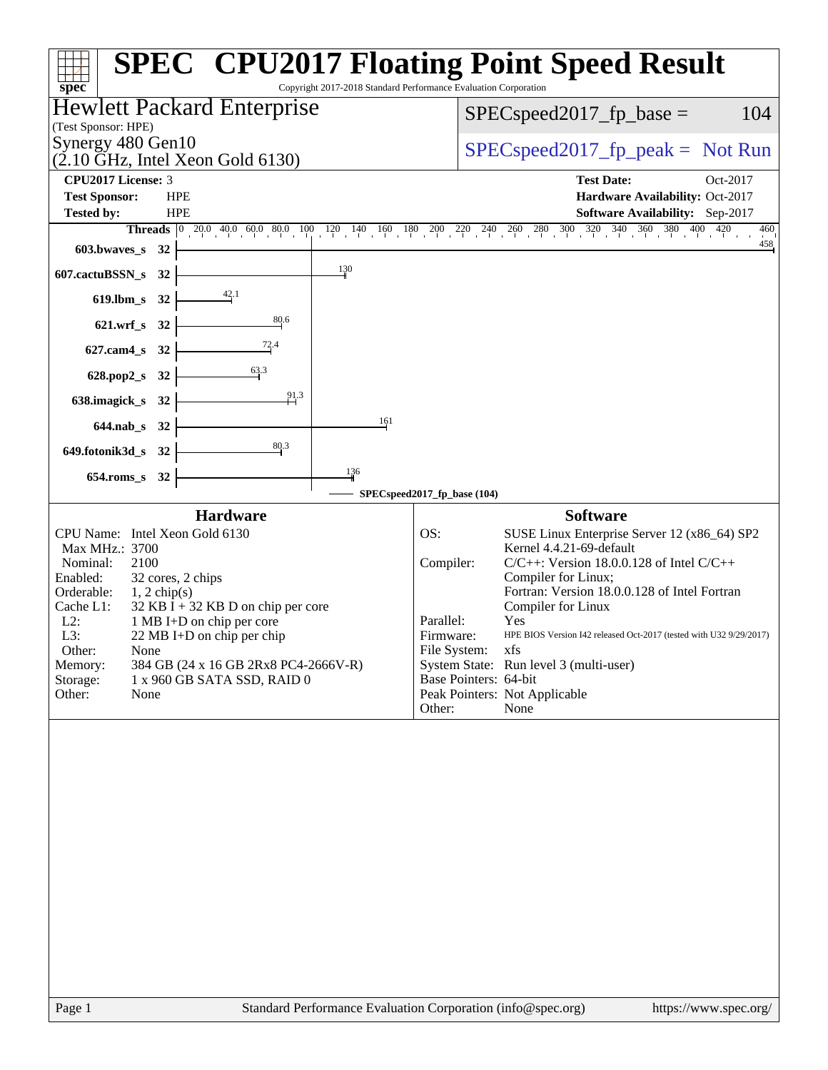# SPEC CPU2017 Floating Point Speed Result

Copyright 2017-2018 Standard Performance Evaluation Corporation

## Hewlett Packard Enterprise

(Test Sponsor: HPE)

Synergy 480 Gen10

(2.10 GHz, Intel Xeon Gold 6130)

SPECspeed2017_fp_base = 104

SPECspeed2017_fp_peak = Not Run

**CPU2017 License:** 3
**Test Sponsor:** HPE
**Tested by:** HPE

**Test Date:** Oct-2017
**Hardware Availability:** Oct-2017
**Software Availability:** Sep-2017

| Benchmark | Threads | Base Ratio |
|---|---|---|
| 603.bwaves_s | 32 | 458 |
| 607.cactuBSSN_s | 32 | 130 |
| 619.lbm_s | 32 | 42.1 |
| 621.wrf_s | 32 | 80.6 |
| 627.cam4_s | 32 | 72.4 |
| 628.pop2_s | 32 | 63.3 |
| 638.imagick_s | 32 | 91.3 |
| 644.nab_s | 32 | 161 |
| 649.fotonik3d_s | 32 | 80.3 |
| 654.roms_s | 32 | 136 |

SPECspeed2017_fp_base (104)

### Hardware

| | |
|---|---|
| CPU Name: | Intel Xeon Gold 6130 |
| Max MHz.: | 3700 |
| Nominal: | 2100 |
| Enabled: | 32 cores, 2 chips |
| Orderable: | 1, 2 chip(s) |
| Cache L1: | 32 KB I + 32 KB D on chip per core |
| L2: | 1 MB I+D on chip per core |
| L3: | 22 MB I+D on chip per chip |
| Other: | None |
| Memory: | 384 GB (24 x 16 GB 2Rx8 PC4-2666V-R) |
| Storage: | 1 x 960 GB SATA SSD, RAID 0 |
| Other: | None |

### Software

| | |
|---|---|
| OS: | SUSE Linux Enterprise Server 12 (x86_64) SP2 Kernel 4.4.21-69-default |
| Compiler: | C/C++: Version 18.0.0.128 of Intel C/C++ Compiler for Linux; Fortran: Version 18.0.0.128 of Intel Fortran Compiler for Linux |
| Parallel: | Yes |
| Firmware: | HPE BIOS Version I42 released Oct-2017 (tested with U32 9/29/2017) |
| File System: | xfs |
| System State: | Run level 3 (multi-user) |
| Base Pointers: | 64-bit |
| Peak Pointers: | Not Applicable |
| Other: | None |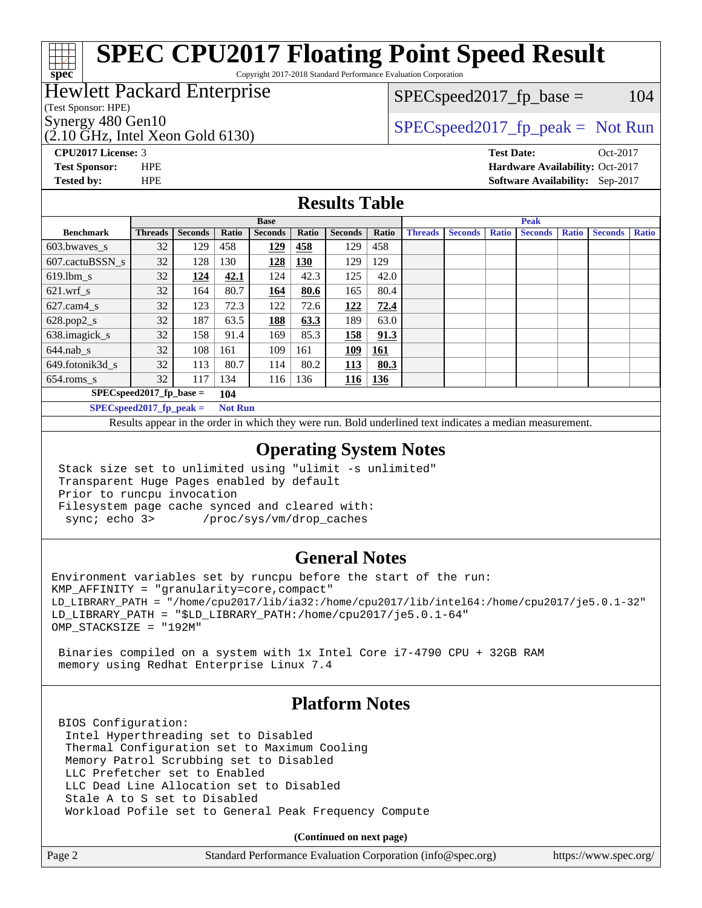# SPEC CPU2017 Floating Point Speed Result

Copyright 2017-2018 Standard Performance Evaluation Corporation

**Hewlett Packard Enterprise**
(Test Sponsor: HPE)
Synergy 480 Gen10
(2.10 GHz, Intel Xeon Gold 6130)

SPECspeed2017_fp_base = 104

SPECspeed2017_fp_peak = Not Run

**CPU2017 License:** 3
**Test Sponsor:** HPE
**Tested by:** HPE

**Test Date:** Oct-2017
**Hardware Availability:** Oct-2017
**Software Availability:** Sep-2017

## Results Table

| Benchmark | Base | | | | | | | Peak | | | | | | |
|---|---|---|---|---|---|---|---|---|---|---|---|---|---|---|
| | Threads | Seconds | Ratio | Seconds | Ratio | Seconds | Ratio | Threads | Seconds | Ratio | Seconds | Ratio | Seconds | Ratio |
| 603.bwaves_s | 32 | 129 | 458 | **129** | **458** | 129 | 458 | | | | | | | |
| 607.cactuBSSN_s | 32 | 128 | 130 | **128** | **130** | 129 | 129 | | | | | | | |
| 619.lbm_s | 32 | **124** | **42.1** | 124 | 42.3 | 125 | 42.0 | | | | | | | |
| 621.wrf_s | 32 | 164 | 80.7 | **164** | **80.6** | 165 | 80.4 | | | | | | | |
| 627.cam4_s | 32 | 123 | 72.3 | 122 | 72.6 | **122** | **72.4** | | | | | | | |
| 628.pop2_s | 32 | 187 | 63.5 | **188** | **63.3** | 189 | 63.0 | | | | | | | |
| 638.imagick_s | 32 | 158 | 91.4 | 169 | 85.3 | **158** | **91.3** | | | | | | | |
| 644.nab_s | 32 | 108 | 161 | 109 | 161 | **109** | **161** | | | | | | | |
| 649.fotonik3d_s | 32 | 113 | 80.7 | 114 | 80.2 | **113** | **80.3** | | | | | | | |
| 654.roms_s | 32 | 117 | 134 | 116 | 136 | **116** | **136** | | | | | | | |

**SPECspeed2017_fp_base = 104**

**SPECspeed2017_fp_peak = Not Run**

Results appear in the order in which they were run. Bold underlined text indicates a median measurement.

## Operating System Notes

```
Stack size set to unlimited using "ulimit -s unlimited"
Transparent Huge Pages enabled by default
Prior to runcpu invocation
Filesystem page cache synced and cleared with:
 sync; echo 3>       /proc/sys/vm/drop_caches
```

## General Notes

```
Environment variables set by runcpu before the start of the run:
KMP_AFFINITY = "granularity=core,compact"
LD_LIBRARY_PATH = "/home/cpu2017/lib/ia32:/home/cpu2017/lib/intel64:/home/cpu2017/je5.0.1-32"
LD_LIBRARY_PATH = "$LD_LIBRARY_PATH:/home/cpu2017/je5.0.1-64"
OMP_STACKSIZE = "192M"

 Binaries compiled on a system with 1x Intel Core i7-4790 CPU + 32GB RAM
 memory using Redhat Enterprise Linux 7.4
```

## Platform Notes

```
BIOS Configuration:
 Intel Hyperthreading set to Disabled
 Thermal Configuration set to Maximum Cooling
 Memory Patrol Scrubbing set to Disabled
 LLC Prefetcher set to Enabled
 LLC Dead Line Allocation set to Disabled
 Stale A to S set to Disabled
 Workload Pofile set to General Peak Frequency Compute
```

**(Continued on next page)**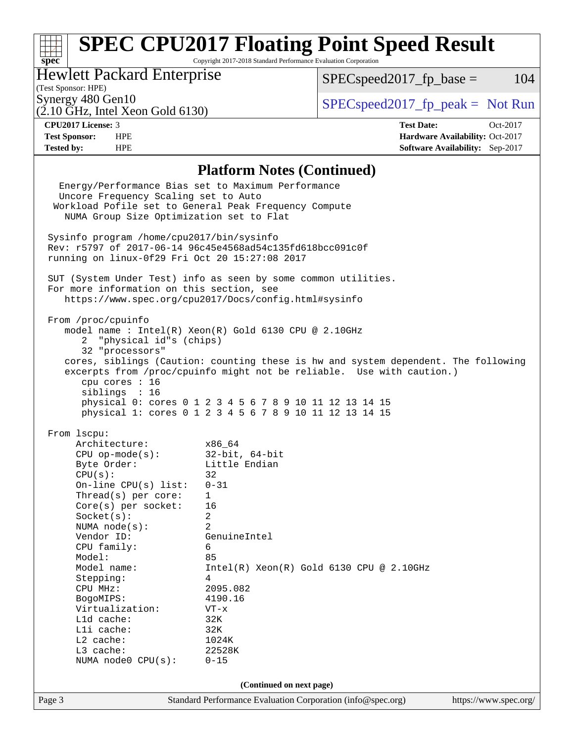# SPEC CPU2017 Floating Point Speed Result

Copyright 2017-2018 Standard Performance Evaluation Corporation

**Hewlett Packard Enterprise**
(Test Sponsor: HPE)
Synergy 480 Gen10
(2.10 GHz, Intel Xeon Gold 6130)

SPECspeed2017_fp_base = 104

SPECspeed2017_fp_peak = Not Run

| | | | |
|---|---|---|---|
| **CPU2017 License:** | 3 | **Test Date:** | Oct-2017 |
| **Test Sponsor:** | HPE | **Hardware Availability:** | Oct-2017 |
| **Tested by:** | HPE | **Software Availability:** | Sep-2017 |

## Platform Notes (Continued)

```
  Energy/Performance Bias set to Maximum Performance
  Uncore Frequency Scaling set to Auto
 Workload Pofile set to General Peak Frequency Compute
   NUMA Group Size Optimization set to Flat

Sysinfo program /home/cpu2017/bin/sysinfo
Rev: r5797 of 2017-06-14 96c45e4568ad54c135fd618bcc091c0f
running on linux-0f29 Fri Oct 20 15:27:08 2017

SUT (System Under Test) info as seen by some common utilities.
For more information on this section, see
   https://www.spec.org/cpu2017/Docs/config.html#sysinfo

From /proc/cpuinfo
   model name : Intel(R) Xeon(R) Gold 6130 CPU @ 2.10GHz
      2  "physical id"s (chips)
      32 "processors"
   cores, siblings (Caution: counting these is hw and system dependent. The following
   excerpts from /proc/cpuinfo might not be reliable.  Use with caution.)
      cpu cores : 16
      siblings  : 16
      physical 0: cores 0 1 2 3 4 5 6 7 8 9 10 11 12 13 14 15
      physical 1: cores 0 1 2 3 4 5 6 7 8 9 10 11 12 13 14 15

From lscpu:
     Architecture:          x86_64
     CPU op-mode(s):        32-bit, 64-bit
     Byte Order:            Little Endian
     CPU(s):                32
     On-line CPU(s) list:   0-31
     Thread(s) per core:    1
     Core(s) per socket:    16
     Socket(s):             2
     NUMA node(s):          2
     Vendor ID:             GenuineIntel
     CPU family:            6
     Model:                 85
     Model name:            Intel(R) Xeon(R) Gold 6130 CPU @ 2.10GHz
     Stepping:              4
     CPU MHz:               2095.082
     BogoMIPS:              4190.16
     Virtualization:        VT-x
     L1d cache:             32K
     L1i cache:             32K
     L2 cache:              1024K
     L3 cache:              22528K
     NUMA node0 CPU(s):     0-15
```

(Continued on next page)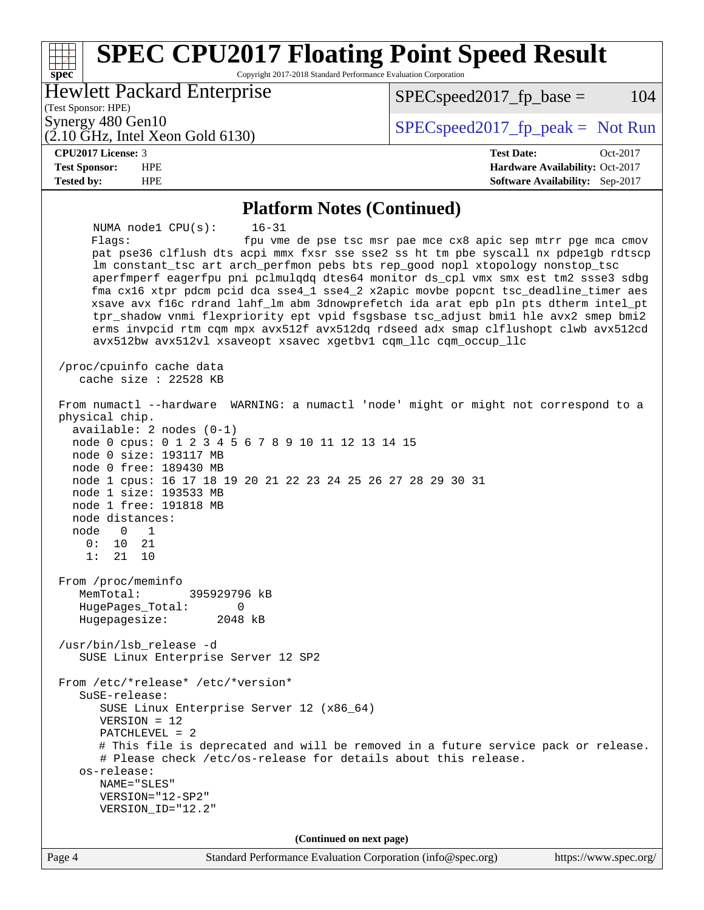# SPEC CPU2017 Floating Point Speed Result

Copyright 2017-2018 Standard Performance Evaluation Corporation

**Hewlett Packard Enterprise**
(Test Sponsor: HPE)
Synergy 480 Gen10
(2.10 GHz, Intel Xeon Gold 6130)

SPECspeed2017_fp_base = 104

SPECspeed2017_fp_peak = Not Run

| | | | |
|---|---|---|---|
| **CPU2017 License:** | 3 | **Test Date:** | Oct-2017 |
| **Test Sponsor:** | HPE | **Hardware Availability:** | Oct-2017 |
| **Tested by:** | HPE | **Software Availability:** | Sep-2017 |

## Platform Notes (Continued)

```
     NUMA node1 CPU(s):     16-31
     Flags:                 fpu vme de pse tsc msr pae mce cx8 apic sep mtrr pge mca cmov
     pat pse36 clflush dts acpi mmx fxsr sse sse2 ss ht tm pbe syscall nx pdpe1gb rdtscp
     lm constant_tsc art arch_perfmon pebs bts rep_good nopl xtopology nonstop_tsc
     aperfmperf eagerfpu pni pclmulqdq dtes64 monitor ds_cpl vmx smx est tm2 ssse3 sdbg
     fma cx16 xtpr pdcm pcid dca sse4_1 sse4_2 x2apic movbe popcnt tsc_deadline_timer aes
     xsave avx f16c rdrand lahf_lm abm 3dnowprefetch ida arat epb pln pts dtherm intel_pt
     tpr_shadow vnmi flexpriority ept vpid fsgsbase tsc_adjust bmi1 hle avx2 smep bmi2
     erms invpcid rtm cqm mpx avx512f avx512dq rdseed adx smap clflushopt clwb avx512cd
     avx512bw avx512vl xsaveopt xsavec xgetbv1 cqm_llc cqm_occup_llc

 /proc/cpuinfo cache data
    cache size : 22528 KB

 From numactl --hardware  WARNING: a numactl 'node' might or might not correspond to a
 physical chip.
   available: 2 nodes (0-1)
   node 0 cpus: 0 1 2 3 4 5 6 7 8 9 10 11 12 13 14 15
   node 0 size: 193117 MB
   node 0 free: 189430 MB
   node 1 cpus: 16 17 18 19 20 21 22 23 24 25 26 27 28 29 30 31
   node 1 size: 193533 MB
   node 1 free: 191818 MB
   node distances:
   node   0   1
     0:  10  21
     1:  21  10

 From /proc/meminfo
    MemTotal:       395929796 kB
    HugePages_Total:       0
    Hugepagesize:       2048 kB

 /usr/bin/lsb_release -d
    SUSE Linux Enterprise Server 12 SP2

 From /etc/*release* /etc/*version*
    SuSE-release:
       SUSE Linux Enterprise Server 12 (x86_64)
       VERSION = 12
       PATCHLEVEL = 2
       # This file is deprecated and will be removed in a future service pack or release.
       # Please check /etc/os-release for details about this release.
    os-release:
       NAME="SLES"
       VERSION="12-SP2"
       VERSION_ID="12.2"
```

**(Continued on next page)**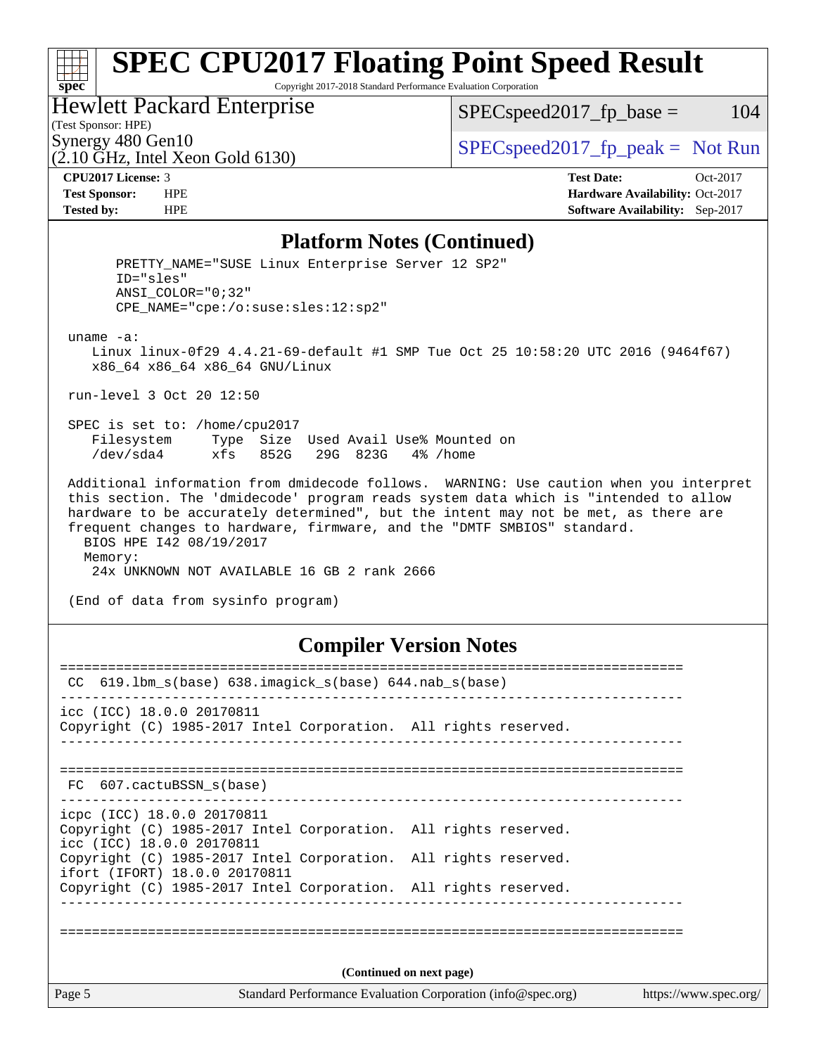## Platform Notes (Continued)

```
      PRETTY_NAME="SUSE Linux Enterprise Server 12 SP2"
      ID="sles"
      ANSI_COLOR="0;32"
      CPE_NAME="cpe:/o:suse:sles:12:sp2"

 uname -a:
    Linux linux-0f29 4.4.21-69-default #1 SMP Tue Oct 25 10:58:20 UTC 2016 (9464f67)
    x86_64 x86_64 x86_64 GNU/Linux

 run-level 3 Oct 20 12:50

 SPEC is set to: /home/cpu2017
    Filesystem     Type  Size  Used Avail Use% Mounted on
    /dev/sda4      xfs   852G   29G  823G   4% /home

 Additional information from dmidecode follows.  WARNING: Use caution when you interpret
 this section. The 'dmidecode' program reads system data which is "intended to allow
 hardware to be accurately determined", but the intent may not be met, as there are
 frequent changes to hardware, firmware, and the "DMTF SMBIOS" standard.
   BIOS HPE I42 08/19/2017
   Memory:
    24x UNKNOWN NOT AVAILABLE 16 GB 2 rank 2666

 (End of data from sysinfo program)
```

## Compiler Version Notes

```
==============================================================================
 CC  619.lbm_s(base) 638.imagick_s(base) 644.nab_s(base)
------------------------------------------------------------------------------
icc (ICC) 18.0.0 20170811
Copyright (C) 1985-2017 Intel Corporation.  All rights reserved.
------------------------------------------------------------------------------

==============================================================================
 FC  607.cactuBSSN_s(base)
------------------------------------------------------------------------------
icpc (ICC) 18.0.0 20170811
Copyright (C) 1985-2017 Intel Corporation.  All rights reserved.
icc (ICC) 18.0.0 20170811
Copyright (C) 1985-2017 Intel Corporation.  All rights reserved.
ifort (IFORT) 18.0.0 20170811
Copyright (C) 1985-2017 Intel Corporation.  All rights reserved.
------------------------------------------------------------------------------

==============================================================================
```

**(Continued on next page)**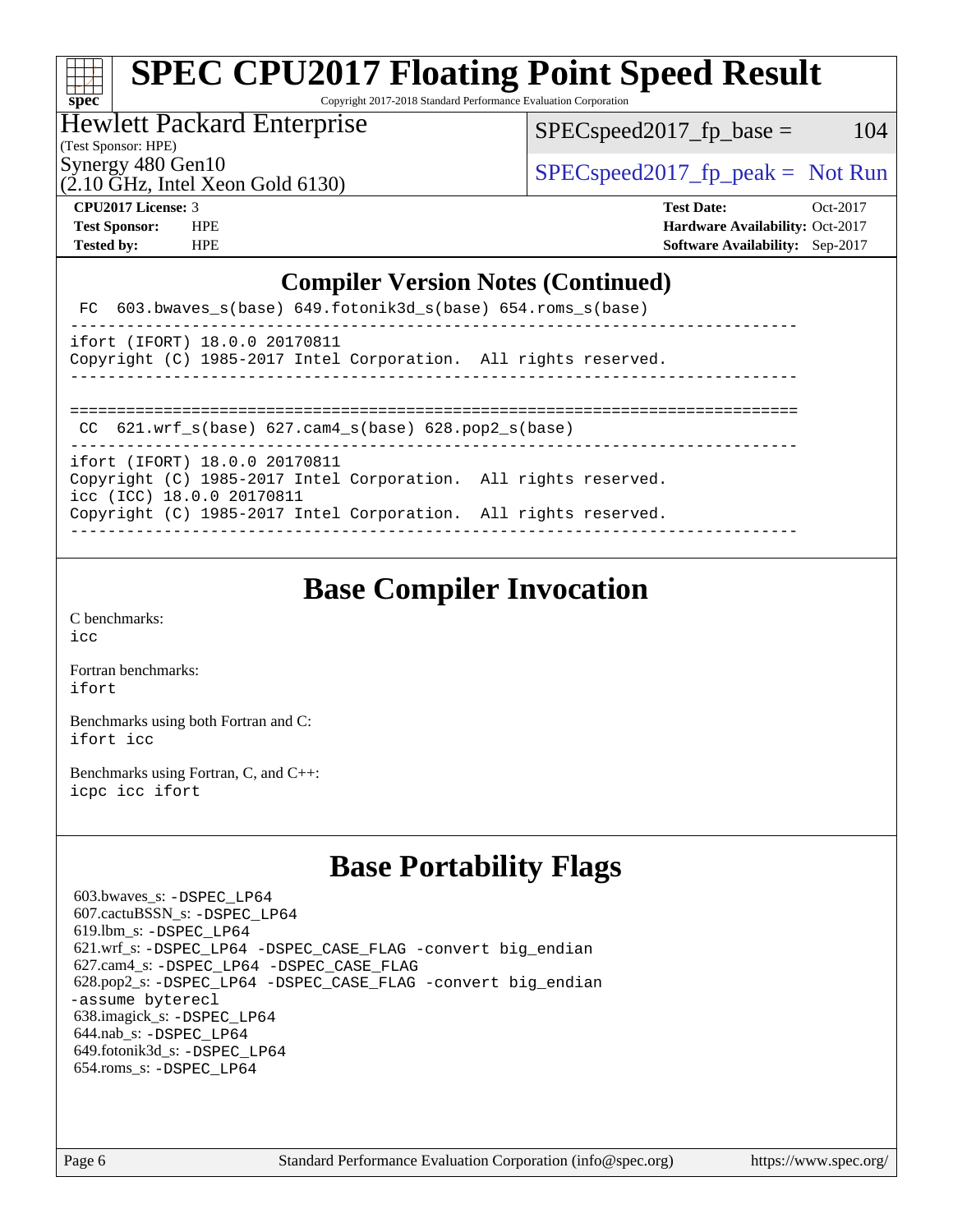# SPEC CPU2017 Floating Point Speed Result

Copyright 2017-2018 Standard Performance Evaluation Corporation

**Hewlett Packard Enterprise**
(Test Sponsor: HPE)
Synergy 480 Gen10
(2.10 GHz, Intel Xeon Gold 6130)

SPECspeed2017_fp_base = 104

SPECspeed2017_fp_peak = Not Run

| | | | |
|---|---|---|---|
| **CPU2017 License:** | 3 | **Test Date:** | Oct-2017 |
| **Test Sponsor:** | HPE | **Hardware Availability:** | Oct-2017 |
| **Tested by:** | HPE | **Software Availability:** | Sep-2017 |

## Compiler Version Notes (Continued)

```
 FC  603.bwaves_s(base) 649.fotonik3d_s(base) 654.roms_s(base)
------------------------------------------------------------------------------
ifort (IFORT) 18.0.0 20170811
Copyright (C) 1985-2017 Intel Corporation.  All rights reserved.
------------------------------------------------------------------------------

==============================================================================
 CC  621.wrf_s(base) 627.cam4_s(base) 628.pop2_s(base)
------------------------------------------------------------------------------
ifort (IFORT) 18.0.0 20170811
Copyright (C) 1985-2017 Intel Corporation.  All rights reserved.
icc (ICC) 18.0.0 20170811
Copyright (C) 1985-2017 Intel Corporation.  All rights reserved.
------------------------------------------------------------------------------
```

## Base Compiler Invocation

C benchmarks:
`icc`

Fortran benchmarks:
`ifort`

Benchmarks using both Fortran and C:
`ifort icc`

Benchmarks using Fortran, C, and C++:
`icpc icc ifort`

## Base Portability Flags

603.bwaves_s: `-DSPEC_LP64`
607.cactuBSSN_s: `-DSPEC_LP64`
619.lbm_s: `-DSPEC_LP64`
621.wrf_s: `-DSPEC_LP64 -DSPEC_CASE_FLAG -convert big_endian`
627.cam4_s: `-DSPEC_LP64 -DSPEC_CASE_FLAG`
628.pop2_s: `-DSPEC_LP64 -DSPEC_CASE_FLAG -convert big_endian -assume byterecl`
638.imagick_s: `-DSPEC_LP64`
644.nab_s: `-DSPEC_LP64`
649.fotonik3d_s: `-DSPEC_LP64`
654.roms_s: `-DSPEC_LP64`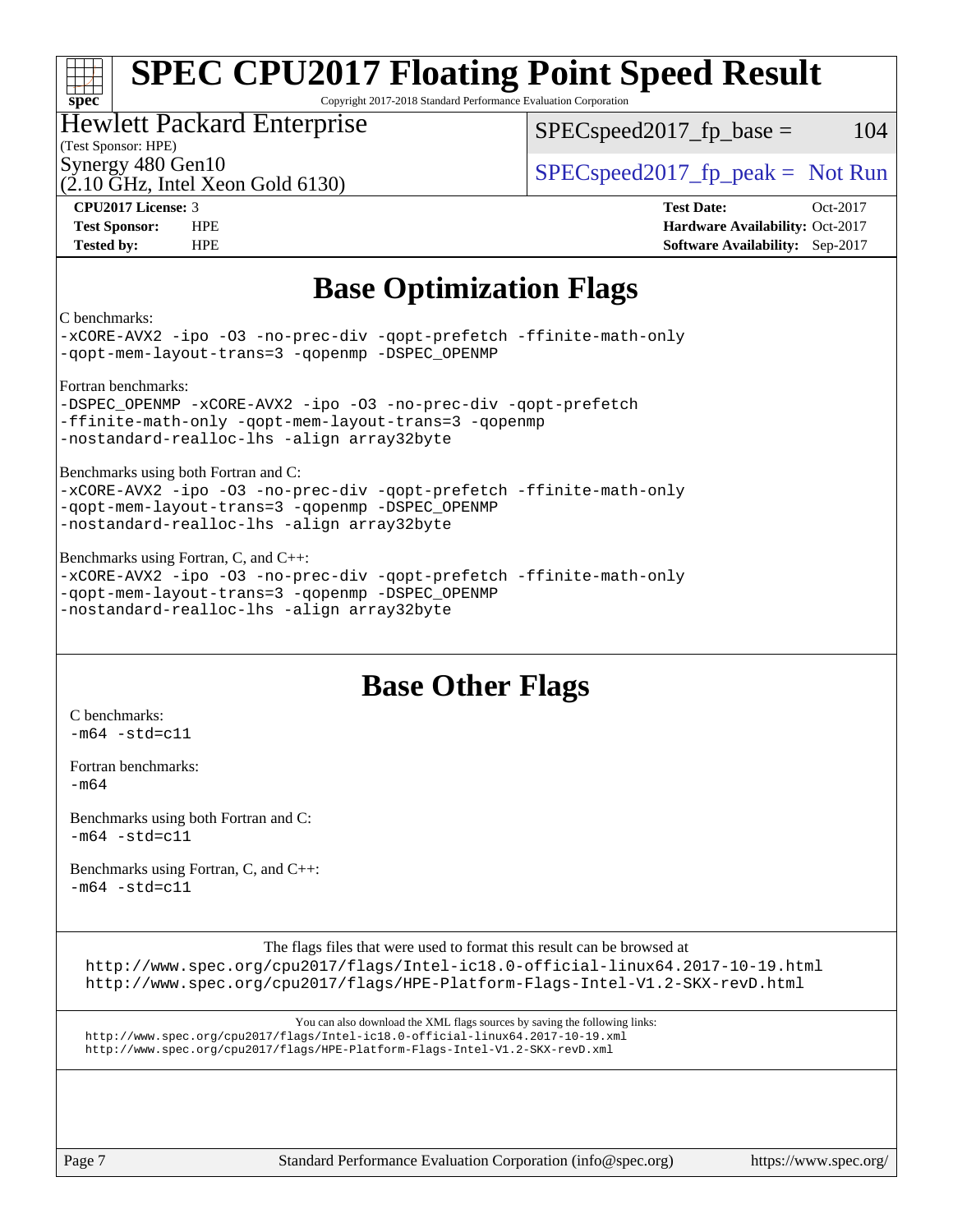# Base Optimization Flags

C benchmarks:

```
-xCORE-AVX2 -ipo -O3 -no-prec-div -qopt-prefetch -ffinite-math-only
-qopt-mem-layout-trans=3 -qopenmp -DSPEC_OPENMP
```

Fortran benchmarks:

```
-DSPEC_OPENMP -xCORE-AVX2 -ipo -O3 -no-prec-div -qopt-prefetch
-ffinite-math-only -qopt-mem-layout-trans=3 -qopenmp
-nostandard-realloc-lhs -align array32byte
```

Benchmarks using both Fortran and C:

```
-xCORE-AVX2 -ipo -O3 -no-prec-div -qopt-prefetch -ffinite-math-only
-qopt-mem-layout-trans=3 -qopenmp -DSPEC_OPENMP
-nostandard-realloc-lhs -align array32byte
```

Benchmarks using Fortran, C, and C++:

```
-xCORE-AVX2 -ipo -O3 -no-prec-div -qopt-prefetch -ffinite-math-only
-qopt-mem-layout-trans=3 -qopenmp -DSPEC_OPENMP
-nostandard-realloc-lhs -align array32byte
```

# Base Other Flags

C benchmarks:

```
-m64 -std=c11
```

Fortran benchmarks:

```
-m64
```

Benchmarks using both Fortran and C:

```
-m64 -std=c11
```

Benchmarks using Fortran, C, and C++:

```
-m64 -std=c11
```

The flags files that were used to format this result can be browsed at

http://www.spec.org/cpu2017/flags/Intel-ic18.0-official-linux64.2017-10-19.html
http://www.spec.org/cpu2017/flags/HPE-Platform-Flags-Intel-V1.2-SKX-revD.html

You can also download the XML flags sources by saving the following links:

http://www.spec.org/cpu2017/flags/Intel-ic18.0-official-linux64.2017-10-19.xml
http://www.spec.org/cpu2017/flags/HPE-Platform-Flags-Intel-V1.2-SKX-revD.xml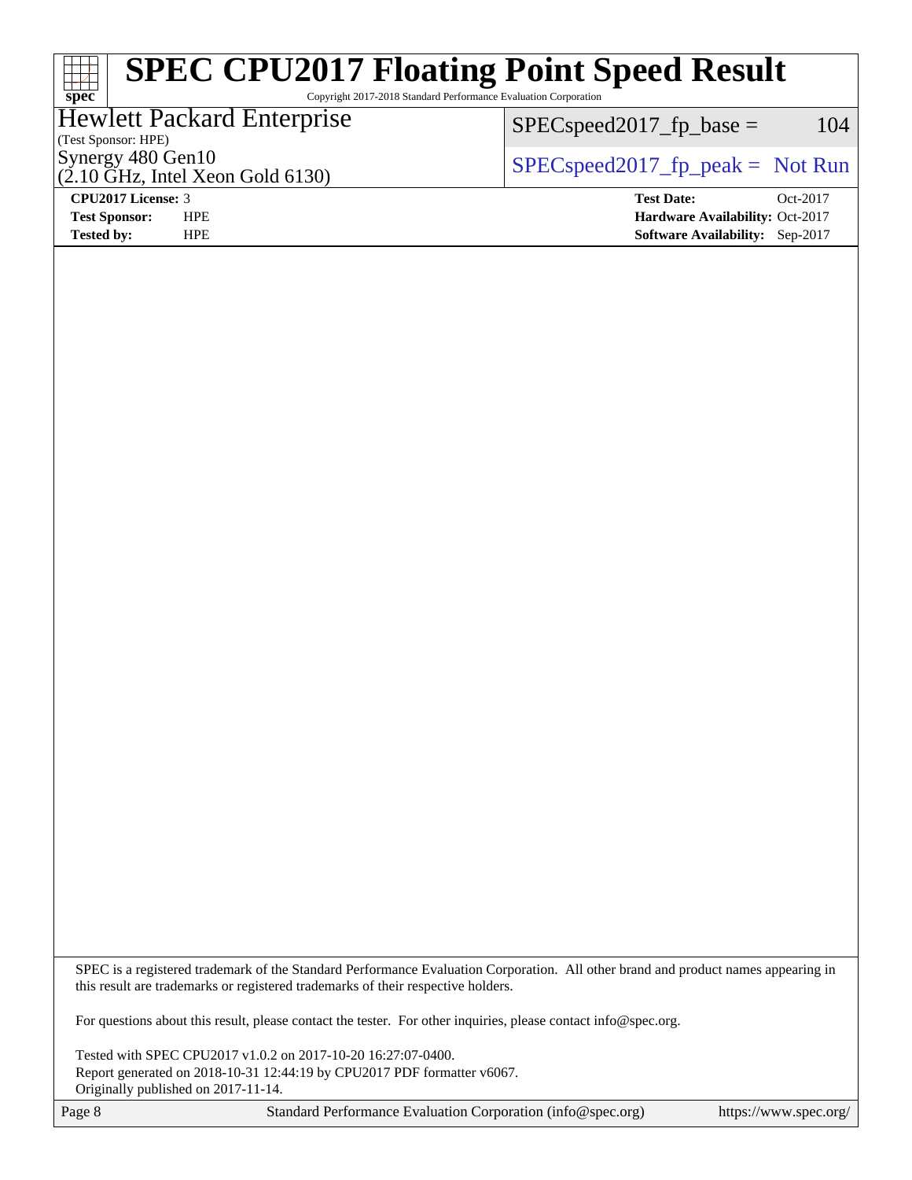SPEC is a registered trademark of the Standard Performance Evaluation Corporation. All other brand and product names appearing in this result are trademarks or registered trademarks of their respective holders.

For questions about this result, please contact the tester. For other inquiries, please contact info@spec.org.

Tested with SPEC CPU2017 v1.0.2 on 2017-10-20 16:27:07-0400.
Report generated on 2018-10-31 12:44:19 by CPU2017 PDF formatter v6067.
Originally published on 2017-11-14.